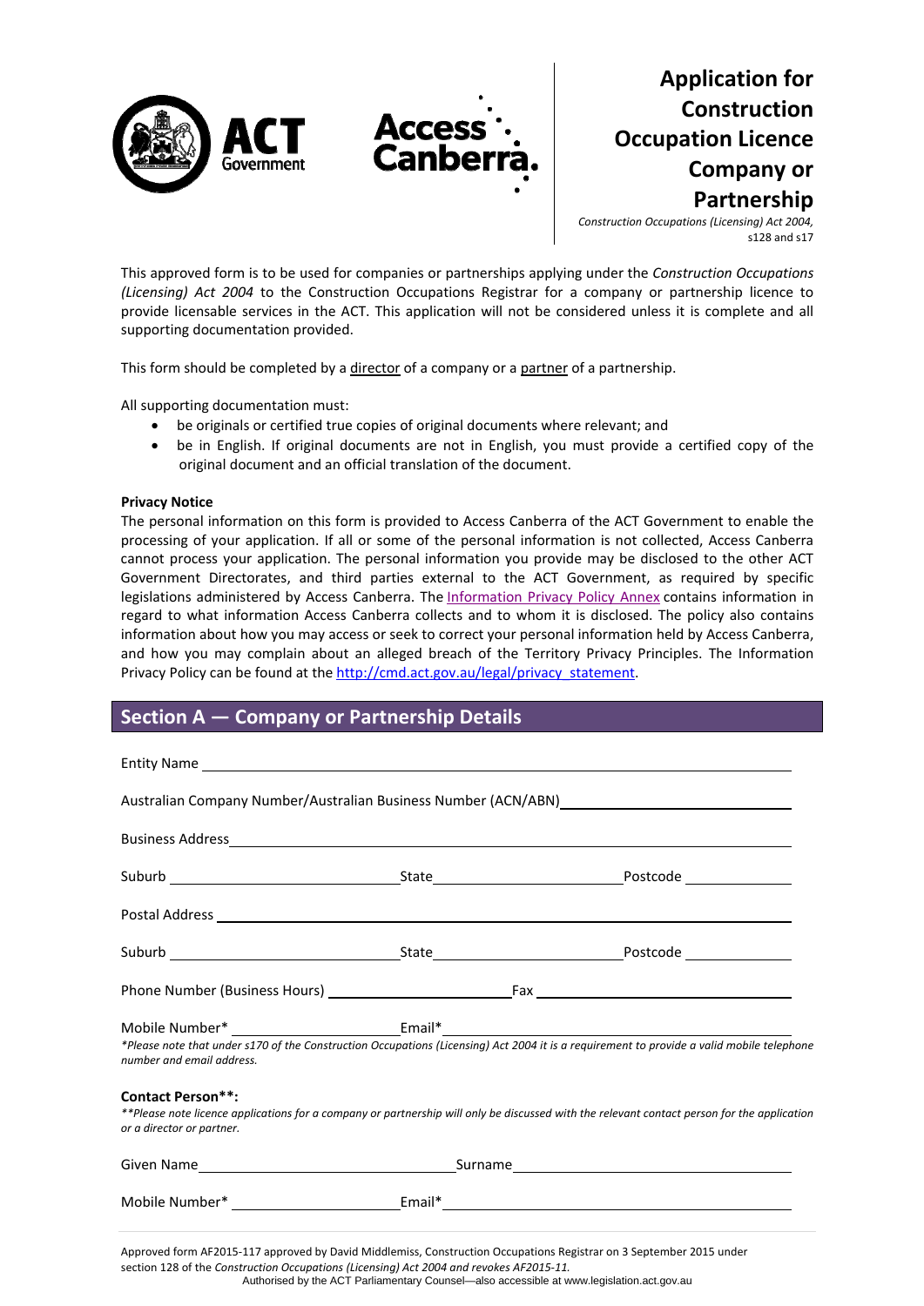# Application for Construction Occupation Licence Company or Partnership

*Construction Occupations (Licensing) Act 2004,* s128 and s17

This approved form is to be used for companies or partnerships applying under the *Construction Occupations (Licensing) Act 2004* to the Construction Occupations Registrar for a company or partnership licence to provide licensable services in the ACT. This application will not be considered unless it is complete and all supporting documentation provided.

This form should be completed by a director of a company or a partner of a partnership.

All supporting documentation must:

- be originals or certified true copies of original documents where relevant; and
- be in English. If original documents are not in English, you must provide a certified copy of the original document and an official translation of the document.

**Privacy Notice**

The personal information on this form is provided to Access Canberra of the ACT Government to enable the processing of your application. If all or some of the personal information is not collected, Access Canberra cannot process your application. The personal information you provide may be disclosed to the other ACT Government Directorates, and third parties external to the ACT Government, as required by specific legislations administered by Access Canberra. The Information Privacy Policy Annex contains information in regard to what information Access Canberra collects and to whom it is disclosed. The policy also contains information about how you may access or seek to correct your personal information held by Access Canberra, and how you may complain about an alleged breach of the Territory Privacy Principles. The Information Privacy Policy can be found at the http://cmd.act.gov.au/legal/privacy_statement.

## Section A — Company or Partnership Details

Entity Name ______________________________

Australian Company Number/Australian Business Number (ACN/ABN) ______________________________

Business Address ______________________________

Suburb ______________ State ______________ Postcode ______________

Postal Address ______________________________

Suburb ______________ State ______________ Postcode ______________

Phone Number (Business Hours) ______________ Fax ______________

Mobile Number* ______________ Email* ______________

*\*Please note that under s170 of the Construction Occupations (Licensing) Act 2004 it is a requirement to provide a valid mobile telephone number and email address.*

**Contact Person\*\*:**

*\*\*Please note licence applications for a company or partnership will only be discussed with the relevant contact person for the application or a director or partner.*

Given Name ______________ Surname ______________

Mobile Number* ______________ Email* ______________

Approved form AF2015-117 approved by David Middlemiss, Construction Occupations Registrar on 3 September 2015 under section 128 of the *Construction Occupations (Licensing) Act 2004 and revokes AF2015-11.*

Authorised by the ACT Parliamentary Counsel—also accessible at www.legislation.act.gov.au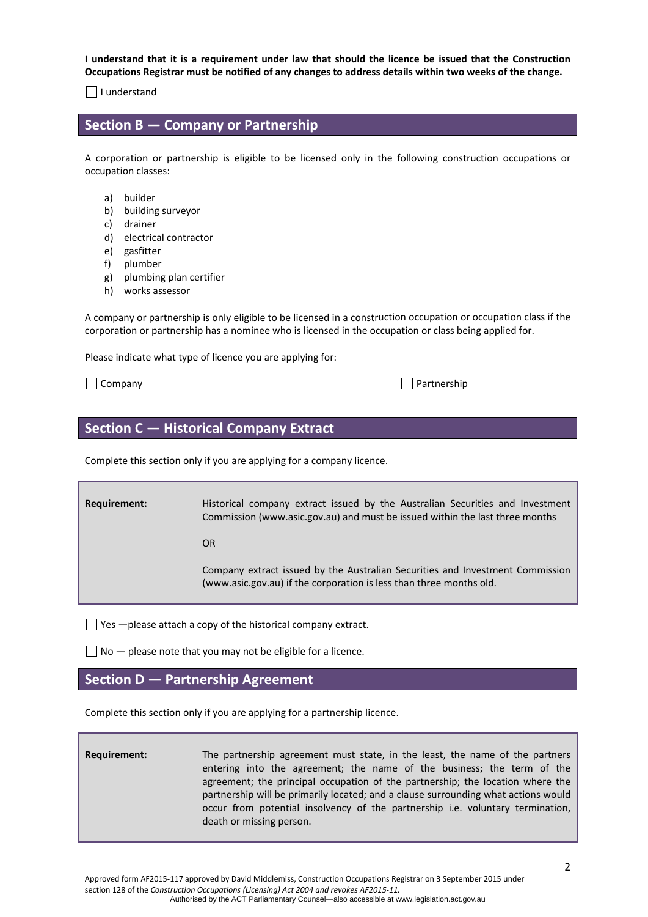**I understand that it is a requirement under law that should the licence be issued that the Construction Occupations Registrar must be notified of any changes to address details within two weeks of the change.**

☐ I understand

## Section B — Company or Partnership

A corporation or partnership is eligible to be licensed only in the following construction occupations or occupation classes:

a) builder
b) building surveyor
c) drainer
d) electrical contractor
e) gasfitter
f) plumber
g) plumbing plan certifier
h) works assessor

A company or partnership is only eligible to be licensed in a construction occupation or occupation class if the corporation or partnership has a nominee who is licensed in the occupation or class being applied for.

Please indicate what type of licence you are applying for:

☐ Company ☐ Partnership

## Section C — Historical Company Extract

Complete this section only if you are applying for a company licence.

| | |
|---|---|
| **Requirement:** | Historical company extract issued by the Australian Securities and Investment Commission (www.asic.gov.au) and must be issued within the last three months<br><br>OR<br><br>Company extract issued by the Australian Securities and Investment Commission (www.asic.gov.au) if the corporation is less than three months old. |

☐ Yes —please attach a copy of the historical company extract.

☐ No — please note that you may not be eligible for a licence.

## Section D — Partnership Agreement

Complete this section only if you are applying for a partnership licence.

| | |
|---|---|
| **Requirement:** | The partnership agreement must state, in the least, the name of the partners entering into the agreement; the name of the business; the term of the agreement; the principal occupation of the partnership; the location where the partnership will be primarily located; and a clause surrounding what actions would occur from potential insolvency of the partnership i.e. voluntary termination, death or missing person. |

Approved form AF2015-117 approved by David Middlemiss, Construction Occupations Registrar on 3 September 2015 under section 128 of the *Construction Occupations (Licensing) Act 2004 and revokes AF2015-11.*
Authorised by the ACT Parliamentary Counsel—also accessible at www.legislation.act.gov.au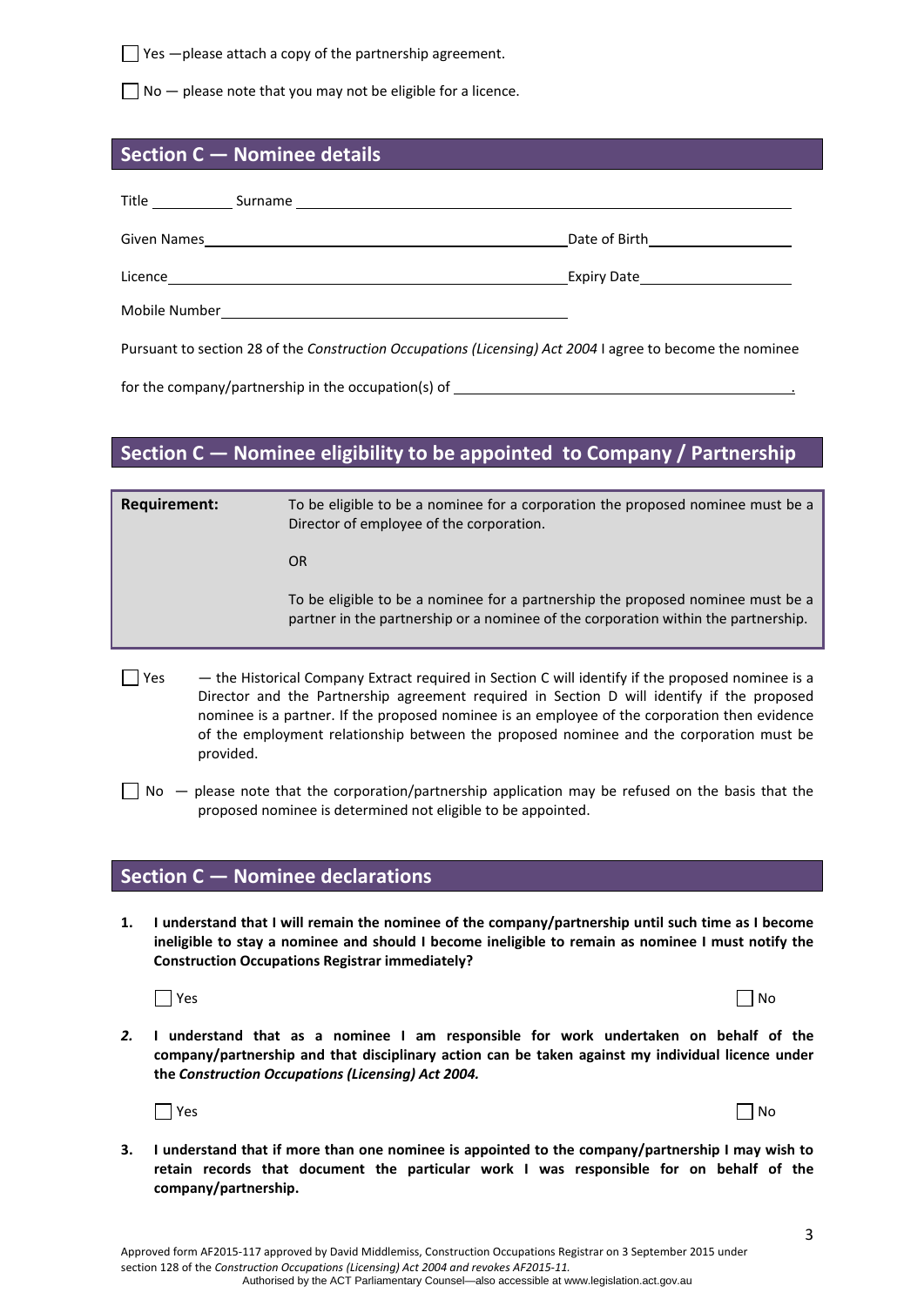☐ Yes —please attach a copy of the partnership agreement.

☐ No — please note that you may not be eligible for a licence.

## Section C — Nominee details

Title ___________ Surname ___________________________________________

Given Names ___________________________________ Date of Birth ___________________

Licence ___________________________________ Expiry Date ___________________

Mobile Number ___________________________________

Pursuant to section 28 of the *Construction Occupations (Licensing) Act 2004* I agree to become the nominee

for the company/partnership in the occupation(s) of ___________________________________.

## Section C — Nominee eligibility to be appointed to Company / Partnership

| **Requirement:** | To be eligible to be a nominee for a corporation the proposed nominee must be a Director of employee of the corporation.<br><br>OR<br><br>To be eligible to be a nominee for a partnership the proposed nominee must be a partner in the partnership or a nominee of the corporation within the partnership. |
|---|---|

☐ Yes — the Historical Company Extract required in Section C will identify if the proposed nominee is a Director and the Partnership agreement required in Section D will identify if the proposed nominee is a partner. If the proposed nominee is an employee of the corporation then evidence of the employment relationship between the proposed nominee and the corporation must be provided.

☐ No — please note that the corporation/partnership application may be refused on the basis that the proposed nominee is determined not eligible to be appointed.

## Section C — Nominee declarations

1. **I understand that I will remain the nominee of the company/partnership until such time as I become ineligible to stay a nominee and should I become ineligible to remain as nominee I must notify the Construction Occupations Registrar immediately?**

   ☐ Yes ☐ No

2. **I understand that as a nominee I am responsible for work undertaken on behalf of the company/partnership and that disciplinary action can be taken against my individual licence under the *Construction Occupations (Licensing) Act 2004.***

   ☐ Yes ☐ No

3. **I understand that if more than one nominee is appointed to the company/partnership I may wish to retain records that document the particular work I was responsible for on behalf of the company/partnership.**

Approved form AF2015-117 approved by David Middlemiss, Construction Occupations Registrar on 3 September 2015 under section 128 of the *Construction Occupations (Licensing) Act 2004 and revokes AF2015-11.*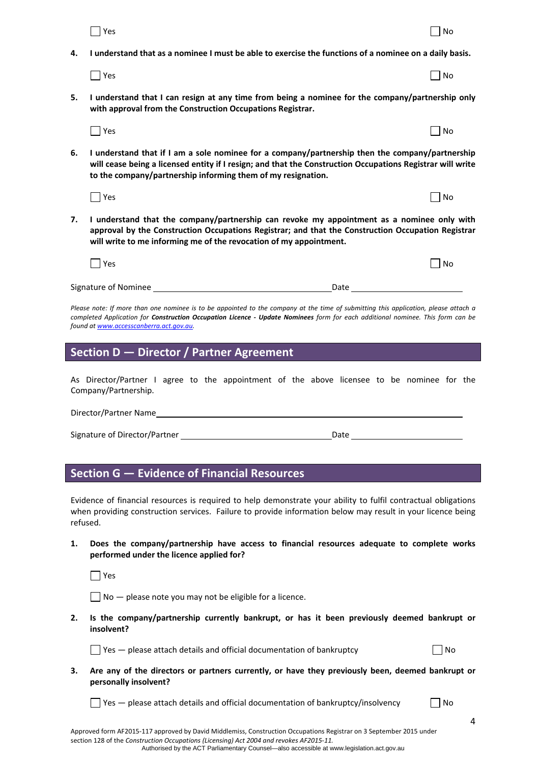☐ Yes ☐ No

4. **I understand that as a nominee I must be able to exercise the functions of a nominee on a daily basis.**

   ☐ Yes ☐ No

5. **I understand that I can resign at any time from being a nominee for the company/partnership only with approval from the Construction Occupations Registrar.**

   ☐ Yes ☐ No

6. **I understand that if I am a sole nominee for a company/partnership then the company/partnership will cease being a licensed entity if I resign; and that the Construction Occupations Registrar will write to the company/partnership informing them of my resignation.**

   ☐ Yes ☐ No

7. **I understand that the company/partnership can revoke my appointment as a nominee only with approval by the Construction Occupations Registrar; and that the Construction Occupation Registrar will write to me informing me of the revocation of my appointment.**

   ☐ Yes ☐ No

Signature of Nominee ______________________________ Date ____________________

*Please note: If more than one nominee is to be appointed to the company at the time of submitting this application, please attach a completed Application for **Construction Occupation Licence - Update Nominees** form for each additional nominee. This form can be found at www.accesscanberra.act.gov.au.*

## Section D — Director / Partner Agreement

As Director/Partner I agree to the appointment of the above licensee to be nominee for the Company/Partnership.

Director/Partner Name ______________________________________________

Signature of Director/Partner ______________________________ Date ____________________

## Section G — Evidence of Financial Resources

Evidence of financial resources is required to help demonstrate your ability to fulfil contractual obligations when providing construction services. Failure to provide information below may result in your licence being refused.

1. **Does the company/partnership have access to financial resources adequate to complete works performed under the licence applied for?**

   ☐ Yes

   ☐ No — please note you may not be eligible for a licence.

2. **Is the company/partnership currently bankrupt, or has it been previously deemed bankrupt or insolvent?**

   ☐ Yes — please attach details and official documentation of bankruptcy ☐ No

3. **Are any of the directors or partners currently, or have they previously been, deemed bankrupt or personally insolvent?**

   ☐ Yes — please attach details and official documentation of bankruptcy/insolvency ☐ No

Approved form AF2015-117 approved by David Middlemiss, Construction Occupations Registrar on 3 September 2015 under section 128 of the *Construction Occupations (Licensing) Act 2004 and revokes AF2015-11.*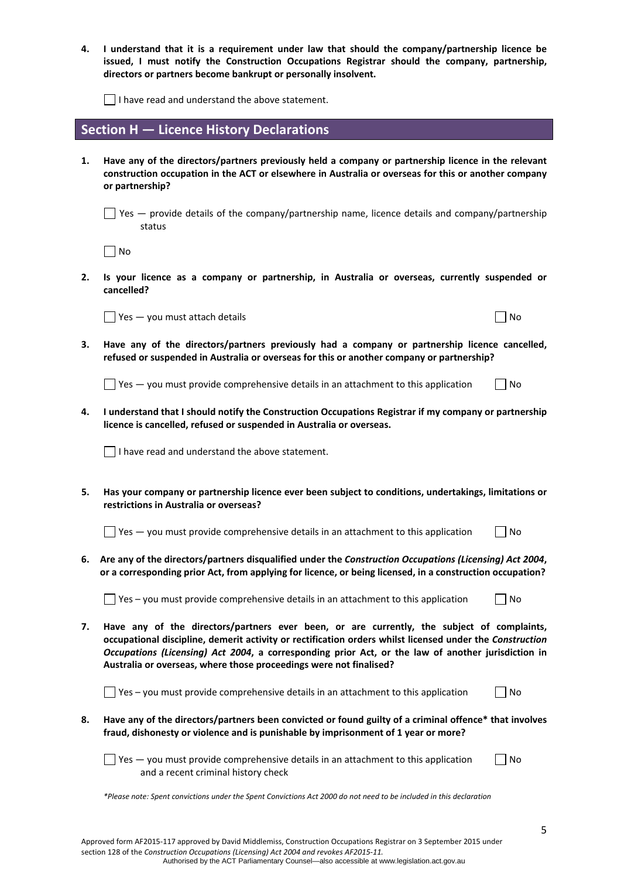**4. I understand that it is a requirement under law that should the company/partnership licence be issued, I must notify the Construction Occupations Registrar should the company, partnership, directors or partners become bankrupt or personally insolvent.**

☐ I have read and understand the above statement.

## Section H — Licence History Declarations

**1. Have any of the directors/partners previously held a company or partnership licence in the relevant construction occupation in the ACT or elsewhere in Australia or overseas for this or another company or partnership?**

☐ Yes — provide details of the company/partnership name, licence details and company/partnership status

☐ No

**2. Is your licence as a company or partnership, in Australia or overseas, currently suspended or cancelled?**

☐ Yes — you must attach details ☐ No

**3. Have any of the directors/partners previously had a company or partnership licence cancelled, refused or suspended in Australia or overseas for this or another company or partnership?**

☐ Yes — you must provide comprehensive details in an attachment to this application ☐ No

**4. I understand that I should notify the Construction Occupations Registrar if my company or partnership licence is cancelled, refused or suspended in Australia or overseas.**

☐ I have read and understand the above statement.

**5. Has your company or partnership licence ever been subject to conditions, undertakings, limitations or restrictions in Australia or overseas?**

☐ Yes — you must provide comprehensive details in an attachment to this application ☐ No

**6. Are any of the directors/partners disqualified under the *Construction Occupations (Licensing) Act 2004*, or a corresponding prior Act, from applying for licence, or being licensed, in a construction occupation?**

☐ Yes – you must provide comprehensive details in an attachment to this application ☐ No

**7. Have any of the directors/partners ever been, or are currently, the subject of complaints, occupational discipline, demerit activity or rectification orders whilst licensed under the *Construction Occupations (Licensing) Act 2004*, a corresponding prior Act, or the law of another jurisdiction in Australia or overseas, where those proceedings were not finalised?**

☐ Yes – you must provide comprehensive details in an attachment to this application ☐ No

**8. Have any of the directors/partners been convicted or found guilty of a criminal offence* that involves fraud, dishonesty or violence and is punishable by imprisonment of 1 year or more?**

☐ Yes — you must provide comprehensive details in an attachment to this application and a recent criminal history check ☐ No

**Please note: Spent convictions under the Spent Convictions Act 2000 do not need to be included in this declaration*

Approved form AF2015-117 approved by David Middlemiss, Construction Occupations Registrar on 3 September 2015 under section 128 of the *Construction Occupations (Licensing) Act 2004 and revokes AF2015-11.*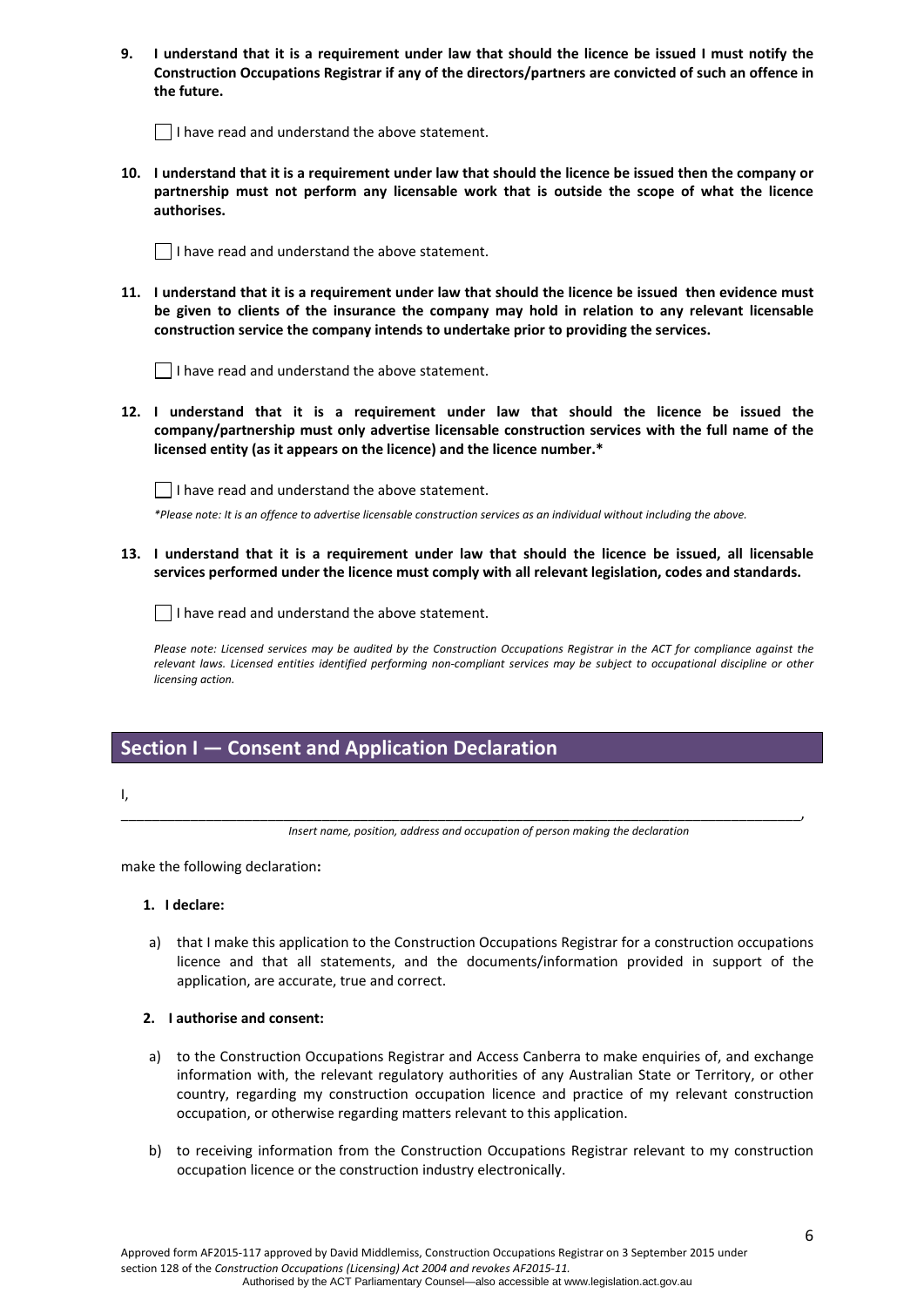**9. I understand that it is a requirement under law that should the licence be issued I must notify the Construction Occupations Registrar if any of the directors/partners are convicted of such an offence in the future.**

☐ I have read and understand the above statement.

**10. I understand that it is a requirement under law that should the licence be issued then the company or partnership must not perform any licensable work that is outside the scope of what the licence authorises.**

☐ I have read and understand the above statement.

**11. I understand that it is a requirement under law that should the licence be issued then evidence must be given to clients of the insurance the company may hold in relation to any relevant licensable construction service the company intends to undertake prior to providing the services.**

☐ I have read and understand the above statement.

**12. I understand that it is a requirement under law that should the licence be issued the company/partnership must only advertise licensable construction services with the full name of the licensed entity (as it appears on the licence) and the licence number.***

☐ I have read and understand the above statement.

*\*Please note: It is an offence to advertise licensable construction services as an individual without including the above.*

**13. I understand that it is a requirement under law that should the licence be issued, all licensable services performed under the licence must comply with all relevant legislation, codes and standards.**

☐ I have read and understand the above statement.

*Please note: Licensed services may be audited by the Construction Occupations Registrar in the ACT for compliance against the relevant laws. Licensed entities identified performing non-compliant services may be subject to occupational discipline or other licensing action.*

## Section I — Consent and Application Declaration

I,

____________________________________________________________________________________,

*Insert name, position, address and occupation of person making the declaration*

make the following declaration**:**

**1. I declare:**

a) that I make this application to the Construction Occupations Registrar for a construction occupations licence and that all statements, and the documents/information provided in support of the application, are accurate, true and correct.

**2. I authorise and consent:**

a) to the Construction Occupations Registrar and Access Canberra to make enquiries of, and exchange information with, the relevant regulatory authorities of any Australian State or Territory, or other country, regarding my construction occupation licence and practice of my relevant construction occupation, or otherwise regarding matters relevant to this application.

b) to receiving information from the Construction Occupations Registrar relevant to my construction occupation licence or the construction industry electronically.

Approved form AF2015-117 approved by David Middlemiss, Construction Occupations Registrar on 3 September 2015 under section 128 of the *Construction Occupations (Licensing) Act 2004 and revokes AF2015-11.*

Authorised by the ACT Parliamentary Counsel—also accessible at www.legislation.act.gov.au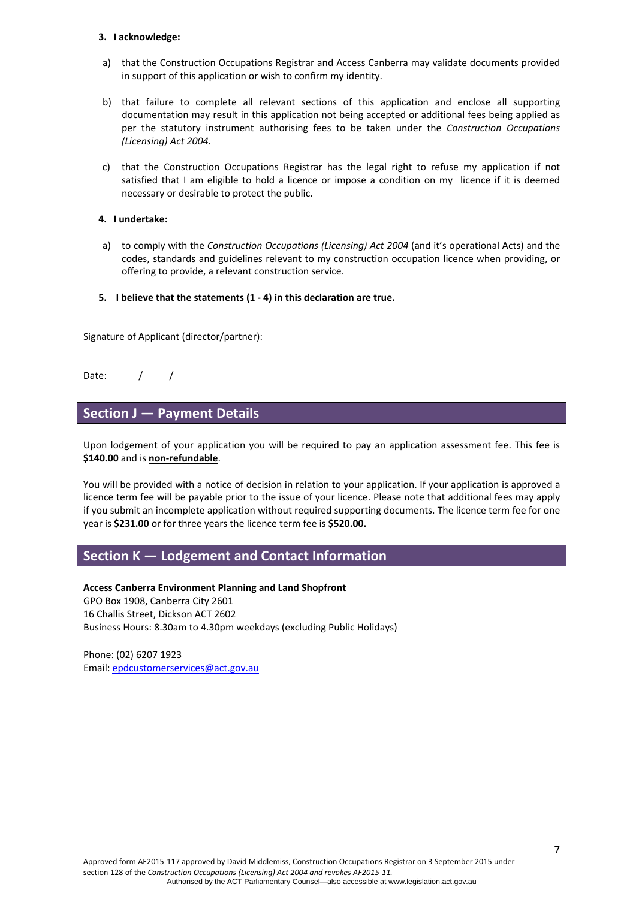**3. I acknowledge:**

a) that the Construction Occupations Registrar and Access Canberra may validate documents provided in support of this application or wish to confirm my identity.

b) that failure to complete all relevant sections of this application and enclose all supporting documentation may result in this application not being accepted or additional fees being applied as per the statutory instrument authorising fees to be taken under the *Construction Occupations (Licensing) Act 2004.*

c) that the Construction Occupations Registrar has the legal right to refuse my application if not satisfied that I am eligible to hold a licence or impose a condition on my licence if it is deemed necessary or desirable to protect the public.

**4. I undertake:**

a) to comply with the *Construction Occupations (Licensing) Act 2004* (and it's operational Acts) and the codes, standards and guidelines relevant to my construction occupation licence when providing, or offering to provide, a relevant construction service.

**5. I believe that the statements (1 - 4) in this declaration are true.**

Signature of Applicant (director/partner):\_\_\_\_\_\_\_\_\_\_\_\_\_\_\_\_\_\_\_\_\_\_\_\_\_\_\_\_\_\_\_\_\_\_\_\_\_\_\_\_

Date: \_\_\_\_/\_\_\_\_/\_\_\_\_

## Section J — Payment Details

Upon lodgement of your application you will be required to pay an application assessment fee. This fee is **$140.00** and is **non-refundable**.

You will be provided with a notice of decision in relation to your application. If your application is approved a licence term fee will be payable prior to the issue of your licence. Please note that additional fees may apply if you submit an incomplete application without required supporting documents. The licence term fee for one year is **$231.00** or for three years the licence term fee is **$520.00.**

## Section K — Lodgement and Contact Information

**Access Canberra Environment Planning and Land Shopfront**
GPO Box 1908, Canberra City 2601
16 Challis Street, Dickson ACT 2602
Business Hours: 8.30am to 4.30pm weekdays (excluding Public Holidays)

Phone: (02) 6207 1923
Email: epdcustomerservices@act.gov.au

Approved form AF2015-117 approved by David Middlemiss, Construction Occupations Registrar on 3 September 2015 under section 128 of the *Construction Occupations (Licensing) Act 2004 and revokes AF2015-11.*
Authorised by the ACT Parliamentary Counsel—also accessible at www.legislation.act.gov.au